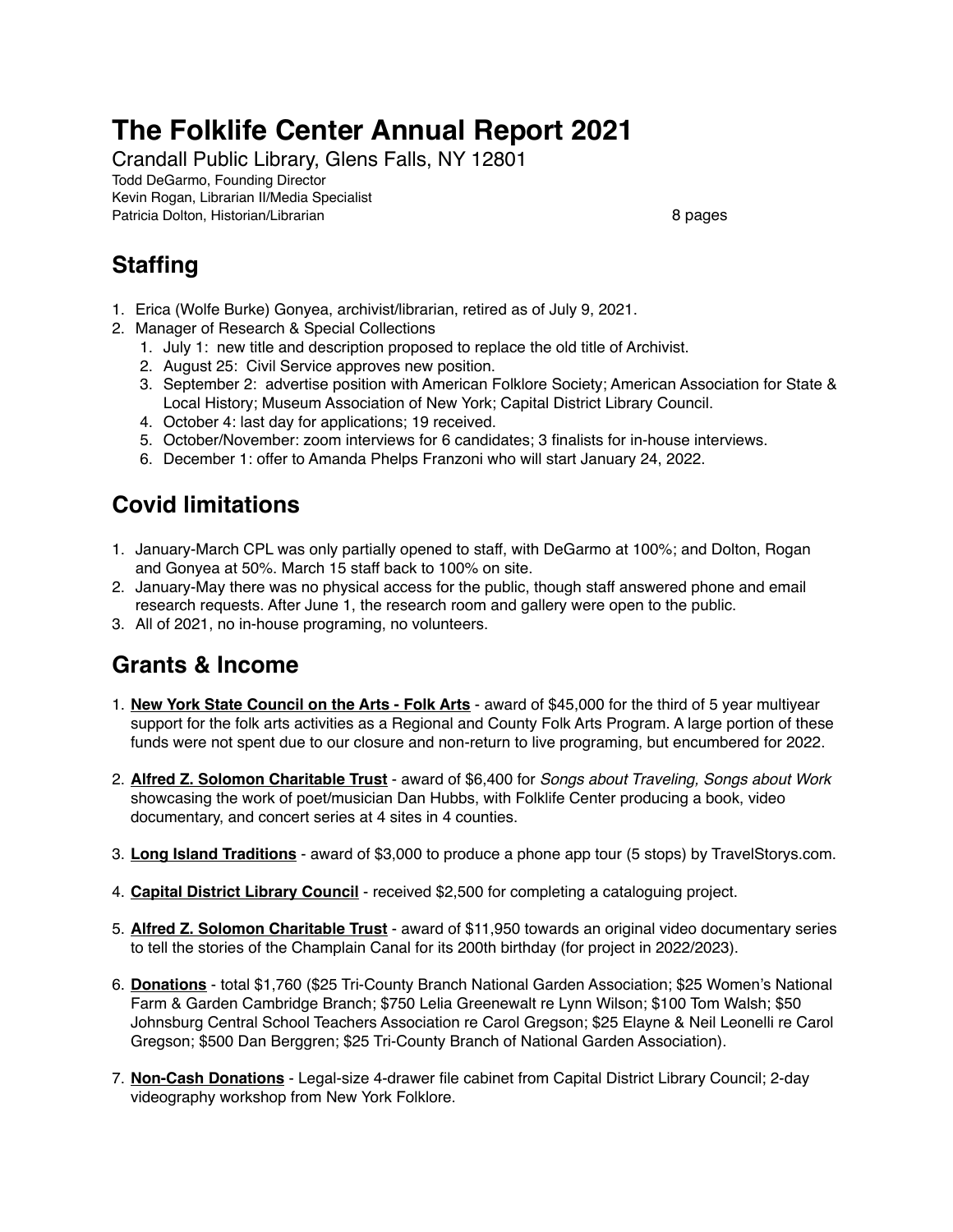# The Folklife Center Annual Report 2021

Crandall Public Library, Glens Falls, NY 12801

Todd DeGarmo, Founding Director
Kevin Rogan, Librarian II/Media Specialist
Patricia Dolton, Historian/Librarian 8 pages

## Staffing

1. Erica (Wolfe Burke) Gonyea, archivist/librarian, retired as of July 9, 2021.
2. Manager of Research & Special Collections
   1. July 1: new title and description proposed to replace the old title of Archivist.
   2. August 25: Civil Service approves new position.
   3. September 2: advertise position with American Folklore Society; American Association for State & Local History; Museum Association of New York; Capital District Library Council.
   4. October 4: last day for applications; 19 received.
   5. October/November: zoom interviews for 6 candidates; 3 finalists for in-house interviews.
   6. December 1: offer to Amanda Phelps Franzoni who will start January 24, 2022.

## Covid limitations

1. January-March CPL was only partially opened to staff, with DeGarmo at 100%; and Dolton, Rogan and Gonyea at 50%. March 15 staff back to 100% on site.
2. January-May there was no physical access for the public, though staff answered phone and email research requests. After June 1, the research room and gallery were open to the public.
3. All of 2021, no in-house programing, no volunteers.

## Grants & Income

1. **New York State Council on the Arts - Folk Arts** - award of $45,000 for the third of 5 year multiyear support for the folk arts activities as a Regional and County Folk Arts Program. A large portion of these funds were not spent due to our closure and non-return to live programing, but encumbered for 2022.

2. **Alfred Z. Solomon Charitable Trust** - award of $6,400 for *Songs about Traveling, Songs about Work* showcasing the work of poet/musician Dan Hubbs, with Folklife Center producing a book, video documentary, and concert series at 4 sites in 4 counties.

3. **Long Island Traditions** - award of $3,000 to produce a phone app tour (5 stops) by TravelStorys.com.

4. **Capital District Library Council** - received $2,500 for completing a cataloguing project.

5. **Alfred Z. Solomon Charitable Trust** - award of $11,950 towards an original video documentary series to tell the stories of the Champlain Canal for its 200th birthday (for project in 2022/2023).

6. **Donations** - total $1,760 ($25 Tri-County Branch National Garden Association; $25 Women's National Farm & Garden Cambridge Branch; $750 Lelia Greenewalt re Lynn Wilson; $100 Tom Walsh; $50 Johnsburg Central School Teachers Association re Carol Gregson; $25 Elayne & Neil Leonelli re Carol Gregson; $500 Dan Berggren; $25 Tri-County Branch of National Garden Association).

7. **Non-Cash Donations** - Legal-size 4-drawer file cabinet from Capital District Library Council; 2-day videography workshop from New York Folklore.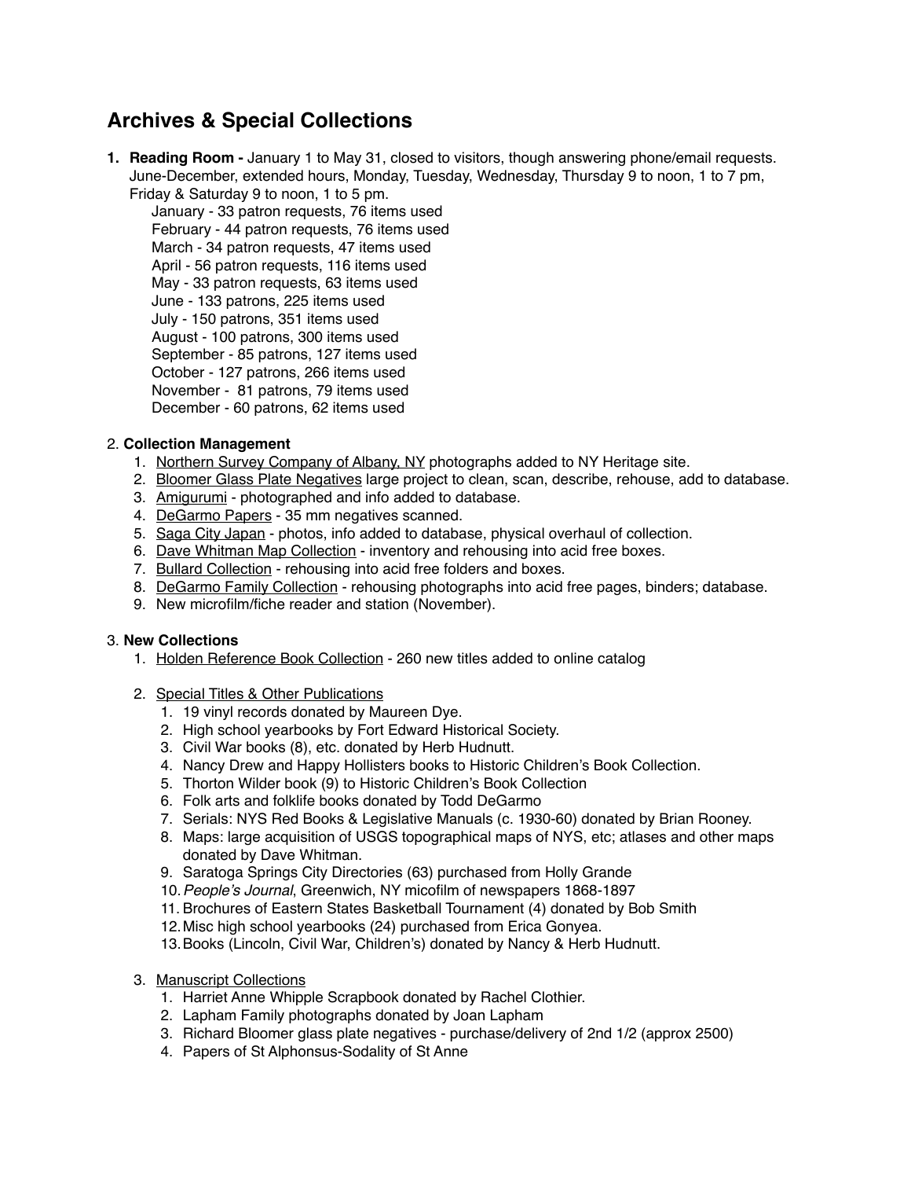# Archives & Special Collections

1. **Reading Room -** January 1 to May 31, closed to visitors, though answering phone/email requests. June-December, extended hours, Monday, Tuesday, Wednesday, Thursday 9 to noon, 1 to 7 pm, Friday & Saturday 9 to noon, 1 to 5 pm.
   - January - 33 patron requests, 76 items used
   - February - 44 patron requests, 76 items used
   - March - 34 patron requests, 47 items used
   - April - 56 patron requests, 116 items used
   - May - 33 patron requests, 63 items used
   - June - 133 patrons, 225 items used
   - July - 150 patrons, 351 items used
   - August - 100 patrons, 300 items used
   - September - 85 patrons, 127 items used
   - October - 127 patrons, 266 items used
   - November - 81 patrons, 79 items used
   - December - 60 patrons, 62 items used

2. **Collection Management**
   1. <u>Northern Survey Company of Albany, NY</u> photographs added to NY Heritage site.
   2. <u>Bloomer Glass Plate Negatives</u> large project to clean, scan, describe, rehouse, add to database.
   3. <u>Amigurumi</u> - photographed and info added to database.
   4. <u>DeGarmo Papers</u> - 35 mm negatives scanned.
   5. <u>Saga City Japan</u> - photos, info added to database, physical overhaul of collection.
   6. <u>Dave Whitman Map Collection</u> - inventory and rehousing into acid free boxes.
   7. <u>Bullard Collection</u> - rehousing into acid free folders and boxes.
   8. <u>DeGarmo Family Collection</u> - rehousing photographs into acid free pages, binders; database.
   9. New microfilm/fiche reader and station (November).

3. **New Collections**
   1. <u>Holden Reference Book Collection</u> - 260 new titles added to online catalog
   2. <u>Special Titles & Other Publications</u>
      1. 19 vinyl records donated by Maureen Dye.
      2. High school yearbooks by Fort Edward Historical Society.
      3. Civil War books (8), etc. donated by Herb Hudnutt.
      4. Nancy Drew and Happy Hollisters books to Historic Children's Book Collection.
      5. Thorton Wilder book (9) to Historic Children's Book Collection
      6. Folk arts and folklife books donated by Todd DeGarmo
      7. Serials: NYS Red Books & Legislative Manuals (c. 1930-60) donated by Brian Rooney.
      8. Maps: large acquisition of USGS topographical maps of NYS, etc; atlases and other maps donated by Dave Whitman.
      9. Saratoga Springs City Directories (63) purchased from Holly Grande
      10. *People's Journal*, Greenwich, NY micofilm of newspapers 1868-1897
      11. Brochures of Eastern States Basketball Tournament (4) donated by Bob Smith
      12. Misc high school yearbooks (24) purchased from Erica Gonyea.
      13. Books (Lincoln, Civil War, Children's) donated by Nancy & Herb Hudnutt.
   3. <u>Manuscript Collections</u>
      1. Harriet Anne Whipple Scrapbook donated by Rachel Clothier.
      2. Lapham Family photographs donated by Joan Lapham
      3. Richard Bloomer glass plate negatives - purchase/delivery of 2nd 1/2 (approx 2500)
      4. Papers of St Alphonsus-Sodality of St Anne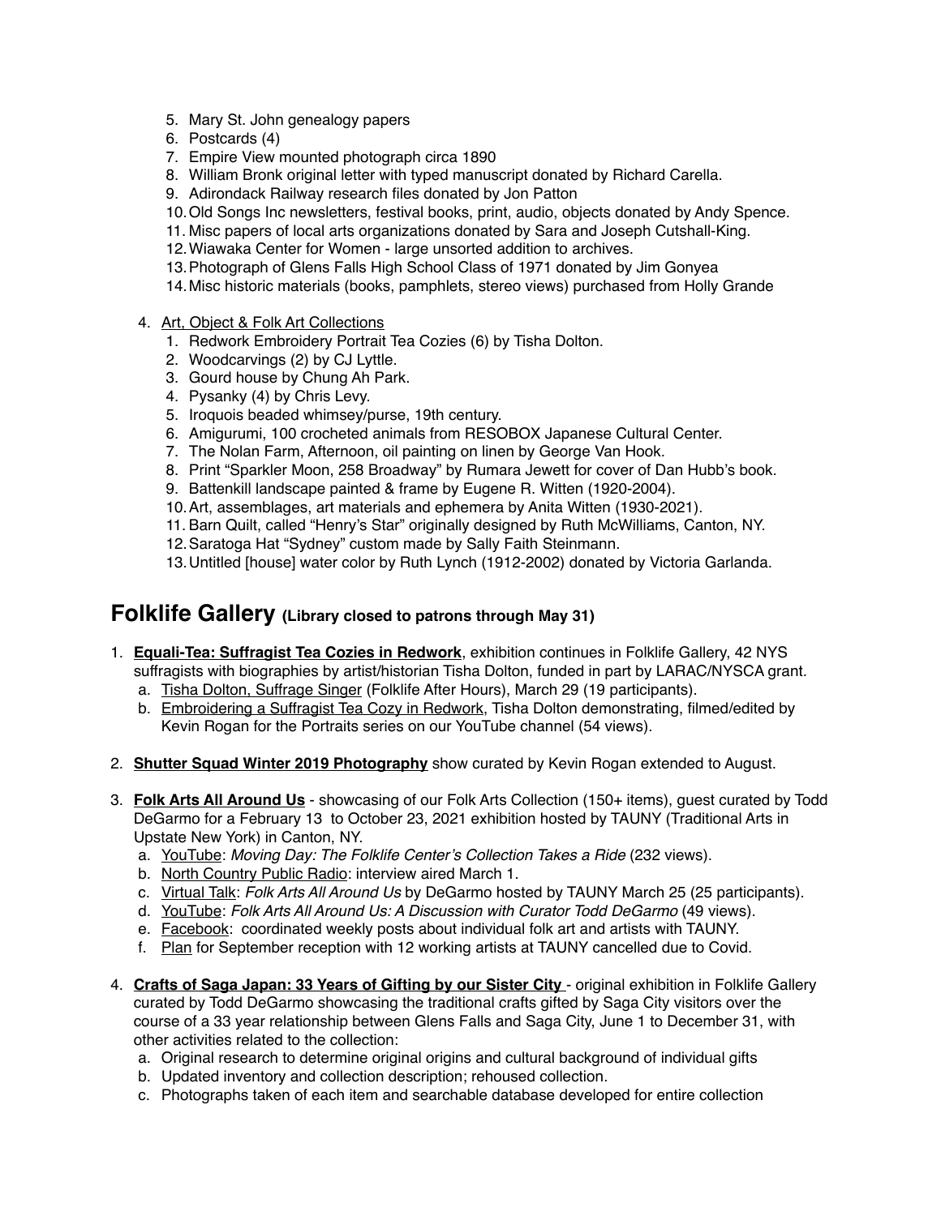5. Mary St. John genealogy papers
6. Postcards (4)
7. Empire View mounted photograph circa 1890
8. William Bronk original letter with typed manuscript donated by Richard Carella.
9. Adirondack Railway research files donated by Jon Patton
10. Old Songs Inc newsletters, festival books, print, audio, objects donated by Andy Spence.
11. Misc papers of local arts organizations donated by Sara and Joseph Cutshall-King.
12. Wiawaka Center for Women - large unsorted addition to archives.
13. Photograph of Glens Falls High School Class of 1971 donated by Jim Gonyea
14. Misc historic materials (books, pamphlets, stereo views) purchased from Holly Grande

4. Art, Object & Folk Art Collections
   1. Redwork Embroidery Portrait Tea Cozies (6) by Tisha Dolton.
   2. Woodcarvings (2) by CJ Lyttle.
   3. Gourd house by Chung Ah Park.
   4. Pysanky (4) by Chris Levy.
   5. Iroquois beaded whimsey/purse, 19th century.
   6. Amigurumi, 100 crocheted animals from RESOBOX Japanese Cultural Center.
   7. The Nolan Farm, Afternoon, oil painting on linen by George Van Hook.
   8. Print "Sparkler Moon, 258 Broadway" by Rumara Jewett for cover of Dan Hubb's book.
   9. Battenkill landscape painted & frame by Eugene R. Witten (1920-2004).
   10. Art, assemblages, art materials and ephemera by Anita Witten (1930-2021).
   11. Barn Quilt, called "Henry's Star" originally designed by Ruth McWilliams, Canton, NY.
   12. Saratoga Hat "Sydney" custom made by Sally Faith Steinmann.
   13. Untitled [house] water color by Ruth Lynch (1912-2002) donated by Victoria Garlanda.

## Folklife Gallery (Library closed to patrons through May 31)

1. **Equali-Tea: Suffragist Tea Cozies in Redwork**, exhibition continues in Folklife Gallery, 42 NYS suffragists with biographies by artist/historian Tisha Dolton, funded in part by LARAC/NYSCA grant.
   a. Tisha Dolton, Suffrage Singer (Folklife After Hours), March 29 (19 participants).
   b. Embroidering a Suffragist Tea Cozy in Redwork, Tisha Dolton demonstrating, filmed/edited by Kevin Rogan for the Portraits series on our YouTube channel (54 views).

2. **Shutter Squad Winter 2019 Photography** show curated by Kevin Rogan extended to August.

3. **Folk Arts All Around Us** - showcasing of our Folk Arts Collection (150+ items), guest curated by Todd DeGarmo for a February 13 to October 23, 2021 exhibition hosted by TAUNY (Traditional Arts in Upstate New York) in Canton, NY.
   a. YouTube: *Moving Day: The Folklife Center's Collection Takes a Ride* (232 views).
   b. North Country Public Radio: interview aired March 1.
   c. Virtual Talk: *Folk Arts All Around Us* by DeGarmo hosted by TAUNY March 25 (25 participants).
   d. YouTube: *Folk Arts All Around Us: A Discussion with Curator Todd DeGarmo* (49 views).
   e. Facebook: coordinated weekly posts about individual folk art and artists with TAUNY.
   f. Plan for September reception with 12 working artists at TAUNY cancelled due to Covid.

4. **Crafts of Saga Japan: 33 Years of Gifting by our Sister City** - original exhibition in Folklife Gallery curated by Todd DeGarmo showcasing the traditional crafts gifted by Saga City visitors over the course of a 33 year relationship between Glens Falls and Saga City, June 1 to December 31, with other activities related to the collection:
   a. Original research to determine original origins and cultural background of individual gifts
   b. Updated inventory and collection description; rehoused collection.
   c. Photographs taken of each item and searchable database developed for entire collection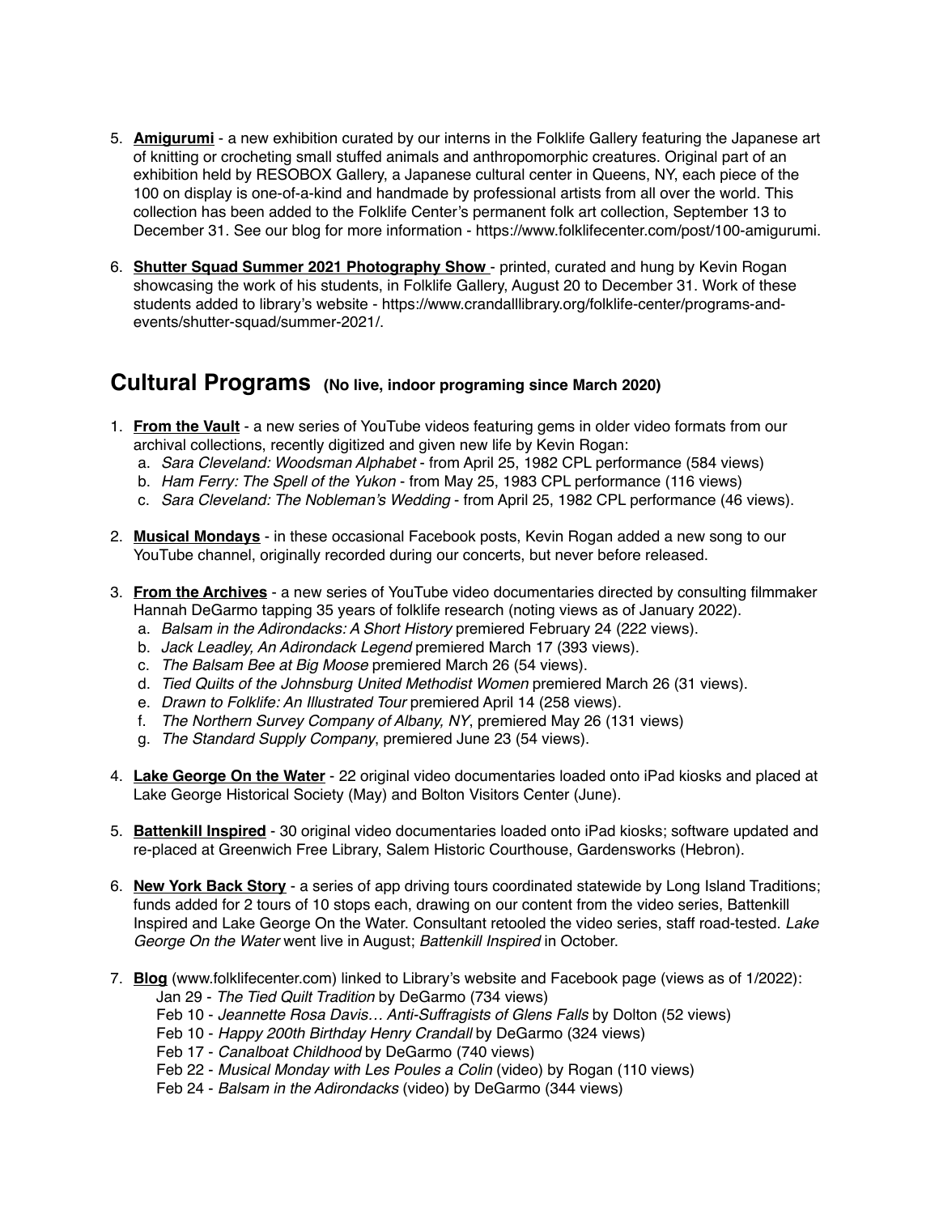5. **Amigurumi** - a new exhibition curated by our interns in the Folklife Gallery featuring the Japanese art of knitting or crocheting small stuffed animals and anthropomorphic creatures. Original part of an exhibition held by RESOBOX Gallery, a Japanese cultural center in Queens, NY, each piece of the 100 on display is one-of-a-kind and handmade by professional artists from all over the world. This collection has been added to the Folklife Center's permanent folk art collection, September 13 to December 31. See our blog for more information - https://www.folklifecenter.com/post/100-amigurumi.

6. **Shutter Squad Summer 2021 Photography Show** - printed, curated and hung by Kevin Rogan showcasing the work of his students, in Folklife Gallery, August 20 to December 31. Work of these students added to library's website - https://www.crandalllibrary.org/folklife-center/programs-and-events/shutter-squad/summer-2021/.

## Cultural Programs (No live, indoor programing since March 2020)

1. **From the Vault** - a new series of YouTube videos featuring gems in older video formats from our archival collections, recently digitized and given new life by Kevin Rogan:
   a. *Sara Cleveland: Woodsman Alphabet* - from April 25, 1982 CPL performance (584 views)
   b. *Ham Ferry: The Spell of the Yukon* - from May 25, 1983 CPL performance (116 views)
   c. *Sara Cleveland: The Nobleman's Wedding* - from April 25, 1982 CPL performance (46 views).

2. **Musical Mondays** - in these occasional Facebook posts, Kevin Rogan added a new song to our YouTube channel, originally recorded during our concerts, but never before released.

3. **From the Archives** - a new series of YouTube video documentaries directed by consulting filmmaker Hannah DeGarmo tapping 35 years of folklife research (noting views as of January 2022).
   a. *Balsam in the Adirondacks: A Short History* premiered February 24 (222 views).
   b. *Jack Leadley, An Adirondack Legend* premiered March 17 (393 views).
   c. *The Balsam Bee at Big Moose* premiered March 26 (54 views).
   d. *Tied Quilts of the Johnsburg United Methodist Women* premiered March 26 (31 views).
   e. *Drawn to Folklife: An Illustrated Tour* premiered April 14 (258 views).
   f. *The Northern Survey Company of Albany, NY*, premiered May 26 (131 views)
   g. *The Standard Supply Company*, premiered June 23 (54 views).

4. **Lake George On the Water** - 22 original video documentaries loaded onto iPad kiosks and placed at Lake George Historical Society (May) and Bolton Visitors Center (June).

5. **Battenkill Inspired** - 30 original video documentaries loaded onto iPad kiosks; software updated and re-placed at Greenwich Free Library, Salem Historic Courthouse, Gardensworks (Hebron).

6. **New York Back Story** - a series of app driving tours coordinated statewide by Long Island Traditions; funds added for 2 tours of 10 stops each, drawing on our content from the video series, Battenkill Inspired and Lake George On the Water. Consultant retooled the video series, staff road-tested. *Lake George On the Water* went live in August; *Battenkill Inspired* in October.

7. **Blog** (www.folklifecenter.com) linked to Library's website and Facebook page (views as of 1/2022):
   Jan 29 - *The Tied Quilt Tradition* by DeGarmo (734 views)
   Feb 10 - *Jeannette Rosa Davis… Anti-Suffragists of Glens Falls* by Dolton (52 views)
   Feb 10 - *Happy 200th Birthday Henry Crandall* by DeGarmo (324 views)
   Feb 17 - *Canalboat Childhood* by DeGarmo (740 views)
   Feb 22 - *Musical Monday with Les Poules a Colin* (video) by Rogan (110 views)
   Feb 24 - *Balsam in the Adirondacks* (video) by DeGarmo (344 views)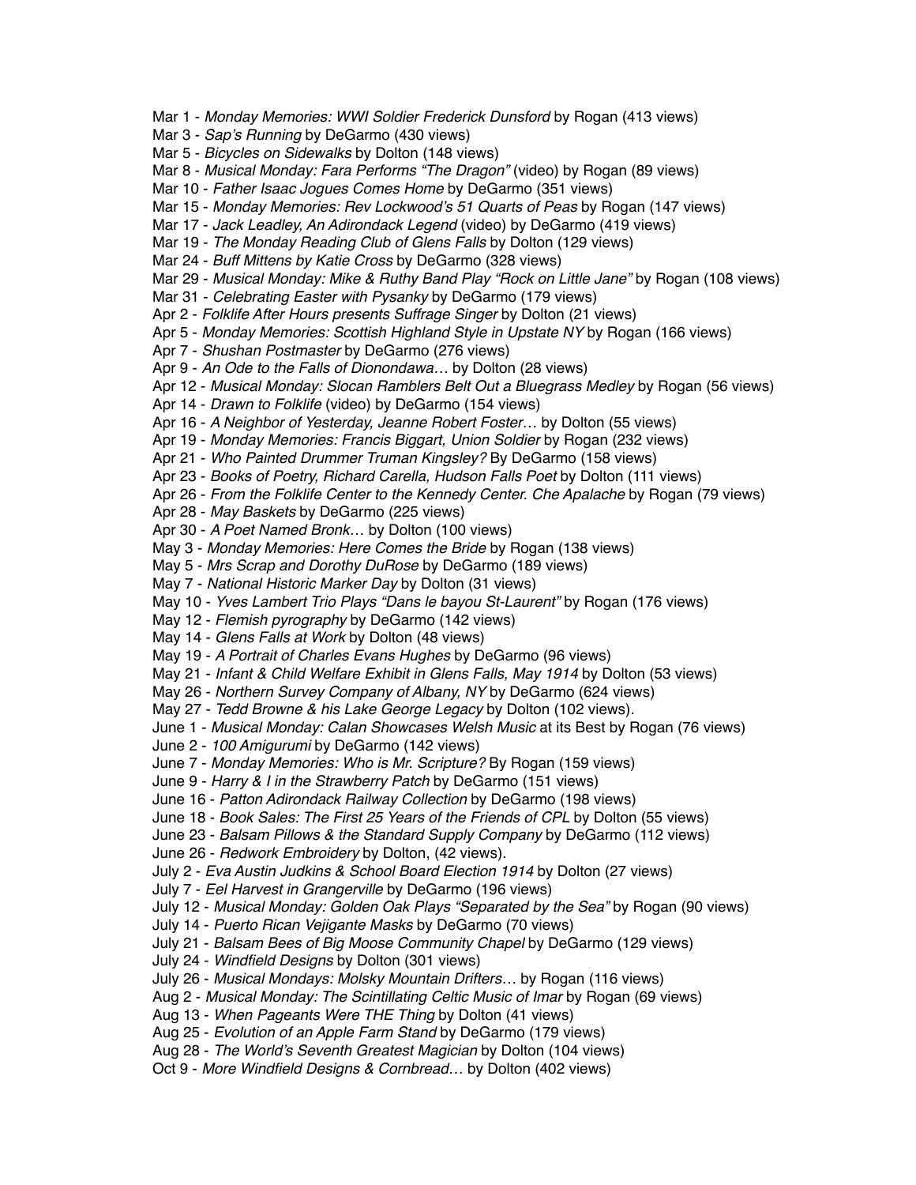Mar 1 - *Monday Memories: WWI Soldier Frederick Dunsford* by Rogan (413 views)
Mar 3 - *Sap's Running* by DeGarmo (430 views)
Mar 5 - *Bicycles on Sidewalks* by Dolton (148 views)
Mar 8 - *Musical Monday: Fara Performs "The Dragon"* (video) by Rogan (89 views)
Mar 10 - *Father Isaac Jogues Comes Home* by DeGarmo (351 views)
Mar 15 - *Monday Memories: Rev Lockwood's 51 Quarts of Peas* by Rogan (147 views)
Mar 17 - *Jack Leadley, An Adirondack Legend* (video) by DeGarmo (419 views)
Mar 19 - *The Monday Reading Club of Glens Falls* by Dolton (129 views)
Mar 24 - *Buff Mittens by Katie Cross* by DeGarmo (328 views)
Mar 29 - *Musical Monday: Mike & Ruthy Band Play "Rock on Little Jane"* by Rogan (108 views)
Mar 31 - *Celebrating Easter with Pysanky* by DeGarmo (179 views)
Apr 2 - *Folklife After Hours presents Suffrage Singer* by Dolton (21 views)
Apr 5 - *Monday Memories: Scottish Highland Style in Upstate NY* by Rogan (166 views)
Apr 7 - *Shushan Postmaster* by DeGarmo (276 views)
Apr 9 - *An Ode to the Falls of Dionondawa…* by Dolton (28 views)
Apr 12 - *Musical Monday: Slocan Ramblers Belt Out a Bluegrass Medley* by Rogan (56 views)
Apr 14 - *Drawn to Folklife* (video) by DeGarmo (154 views)
Apr 16 - *A Neighbor of Yesterday, Jeanne Robert Foster…* by Dolton (55 views)
Apr 19 - *Monday Memories: Francis Biggart, Union Soldier* by Rogan (232 views)
Apr 21 - *Who Painted Drummer Truman Kingsley?* By DeGarmo (158 views)
Apr 23 - *Books of Poetry, Richard Carella, Hudson Falls Poet* by Dolton (111 views)
Apr 26 - *From the Folklife Center to the Kennedy Center. Che Apalache* by Rogan (79 views)
Apr 28 - *May Baskets* by DeGarmo (225 views)
Apr 30 - *A Poet Named Bronk…* by Dolton (100 views)
May 3 - *Monday Memories: Here Comes the Bride* by Rogan (138 views)
May 5 - *Mrs Scrap and Dorothy DuRose* by DeGarmo (189 views)
May 7 - *National Historic Marker Day* by Dolton (31 views)
May 10 - *Yves Lambert Trio Plays "Dans le bayou St-Laurent"* by Rogan (176 views)
May 12 - *Flemish pyrography* by DeGarmo (142 views)
May 14 - *Glens Falls at Work* by Dolton (48 views)
May 19 - *A Portrait of Charles Evans Hughes* by DeGarmo (96 views)
May 21 - *Infant & Child Welfare Exhibit in Glens Falls, May 1914* by Dolton (53 views)
May 26 - *Northern Survey Company of Albany, NY* by DeGarmo (624 views)
May 27 - *Tedd Browne & his Lake George Legacy* by Dolton (102 views).
June 1 - *Musical Monday: Calan Showcases Welsh Music* at its Best by Rogan (76 views)
June 2 - *100 Amigurumi* by DeGarmo (142 views)
June 7 - *Monday Memories: Who is Mr. Scripture?* By Rogan (159 views)
June 9 - *Harry & I in the Strawberry Patch* by DeGarmo (151 views)
June 16 - *Patton Adirondack Railway Collection* by DeGarmo (198 views)
June 18 - *Book Sales: The First 25 Years of the Friends of CPL* by Dolton (55 views)
June 23 - *Balsam Pillows & the Standard Supply Company* by DeGarmo (112 views)
June 26 - *Redwork Embroidery* by Dolton, (42 views).
July 2 - *Eva Austin Judkins & School Board Election 1914* by Dolton (27 views)
July 7 - *Eel Harvest in Grangerville* by DeGarmo (196 views)
July 12 - *Musical Monday: Golden Oak Plays "Separated by the Sea"* by Rogan (90 views)
July 14 - *Puerto Rican Vejigante Masks* by DeGarmo (70 views)
July 21 - *Balsam Bees of Big Moose Community Chapel* by DeGarmo (129 views)
July 24 - *Windfield Designs* by Dolton (301 views)
July 26 - *Musical Mondays: Molsky Mountain Drifters…* by Rogan (116 views)
Aug 2 - *Musical Monday: The Scintillating Celtic Music of Imar* by Rogan (69 views)
Aug 13 - *When Pageants Were THE Thing* by Dolton (41 views)
Aug 25 - *Evolution of an Apple Farm Stand* by DeGarmo (179 views)
Aug 28 - *The World's Seventh Greatest Magician* by Dolton (104 views)
Oct 9 - *More Windfield Designs & Cornbread…* by Dolton (402 views)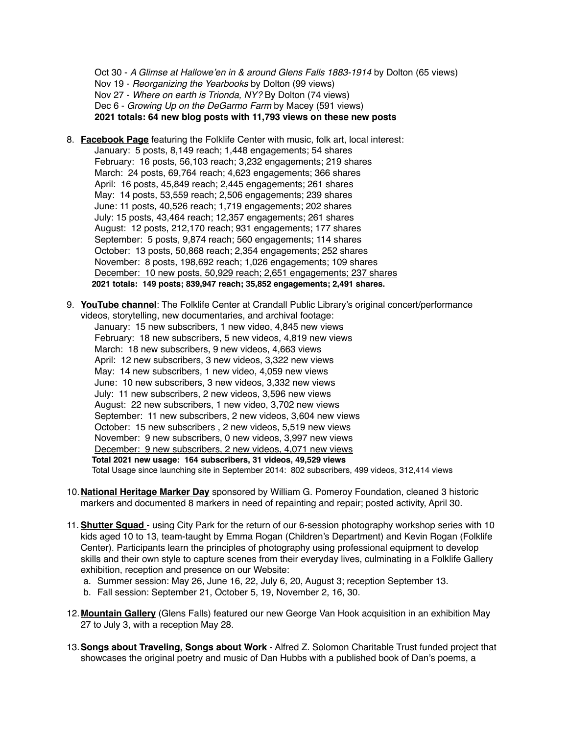Oct 30 - *A Glimse at Hallowe'en in & around Glens Falls 1883-1914* by Dolton (65 views)
Nov 19 - *Reorganizing the Yearbooks* by Dolton (99 views)
Nov 27 - *Where on earth is Trionda, NY?* By Dolton (74 views)
Dec 6 - *Growing Up on the DeGarmo Farm* by Macey (591 views)
**2021 totals: 64 new blog posts with 11,793 views on these new posts**

8. **Facebook Page** featuring the Folklife Center with music, folk art, local interest:
   January: 5 posts, 8,149 reach; 1,448 engagements; 54 shares
   February: 16 posts, 56,103 reach; 3,232 engagements; 219 shares
   March: 24 posts, 69,764 reach; 4,623 engagements; 366 shares
   April: 16 posts, 45,849 reach; 2,445 engagements; 261 shares
   May: 14 posts, 53,559 reach; 2,506 engagements; 239 shares
   June: 11 posts, 40,526 reach; 1,719 engagements; 202 shares
   July: 15 posts, 43,464 reach; 12,357 engagements; 261 shares
   August: 12 posts, 212,170 reach; 931 engagements; 177 shares
   September: 5 posts, 9,874 reach; 560 engagements; 114 shares
   October: 13 posts, 50,868 reach; 2,354 engagements; 252 shares
   November: 8 posts, 198,692 reach; 1,026 engagements; 109 shares
   December: 10 new posts, 50,929 reach; 2,651 engagements; 237 shares
   **2021 totals: 149 posts; 839,947 reach; 35,852 engagements; 2,491 shares.**

9. **YouTube channel**: The Folklife Center at Crandall Public Library's original concert/performance videos, storytelling, new documentaries, and archival footage:
   January: 15 new subscribers, 1 new video, 4,845 new views
   February: 18 new subscribers, 5 new videos, 4,819 new views
   March: 18 new subscribers, 9 new videos, 4,663 views
   April: 12 new subscribers, 3 new videos, 3,322 new views
   May: 14 new subscribers, 1 new video, 4,059 new views
   June: 10 new subscribers, 3 new videos, 3,332 new views
   July: 11 new subscribers, 2 new videos, 3,596 new views
   August: 22 new subscribers, 1 new video, 3,702 new views
   September: 11 new subscribers, 2 new videos, 3,604 new views
   October: 15 new subscribers , 2 new videos, 5,519 new views
   November: 9 new subscribers, 0 new videos, 3,997 new views
   December: 9 new subscribers, 2 new videos, 4,071 new views
   **Total 2021 new usage: 164 subscribers, 31 videos, 49,529 views**
   Total Usage since launching site in September 2014: 802 subscribers, 499 videos, 312,414 views

10. **National Heritage Marker Day** sponsored by William G. Pomeroy Foundation, cleaned 3 historic markers and documented 8 markers in need of repainting and repair; posted activity, April 30.

11. **Shutter Squad** - using City Park for the return of our 6-session photography workshop series with 10 kids aged 10 to 13, team-taught by Emma Rogan (Children's Department) and Kevin Rogan (Folklife Center). Participants learn the principles of photography using professional equipment to develop skills and their own style to capture scenes from their everyday lives, culminating in a Folklife Gallery exhibition, reception and presence on our Website:
    a. Summer session: May 26, June 16, 22, July 6, 20, August 3; reception September 13.
    b. Fall session: September 21, October 5, 19, November 2, 16, 30.

12. **Mountain Gallery** (Glens Falls) featured our new George Van Hook acquisition in an exhibition May 27 to July 3, with a reception May 28.

13. **Songs about Traveling, Songs about Work** - Alfred Z. Solomon Charitable Trust funded project that showcases the original poetry and music of Dan Hubbs with a published book of Dan's poems, a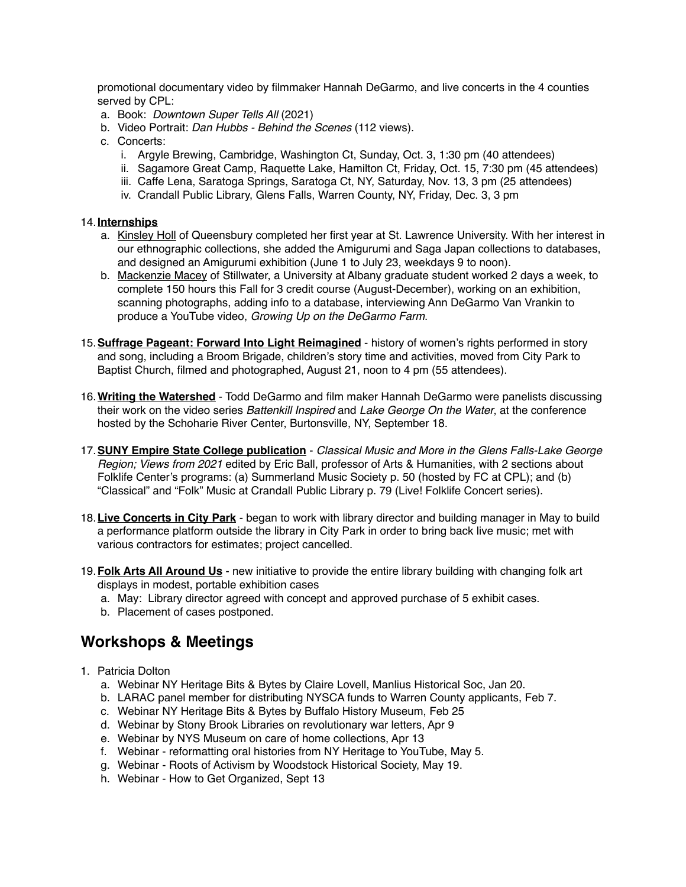promotional documentary video by filmmaker Hannah DeGarmo, and live concerts in the 4 counties served by CPL:

a. Book: *Downtown Super Tells All* (2021)
b. Video Portrait: *Dan Hubbs - Behind the Scenes* (112 views).
c. Concerts:
   i. Argyle Brewing, Cambridge, Washington Ct, Sunday, Oct. 3, 1:30 pm (40 attendees)
   ii. Sagamore Great Camp, Raquette Lake, Hamilton Ct, Friday, Oct. 15, 7:30 pm (45 attendees)
   iii. Caffe Lena, Saratoga Springs, Saratoga Ct, NY, Saturday, Nov. 13, 3 pm (25 attendees)
   iv. Crandall Public Library, Glens Falls, Warren County, NY, Friday, Dec. 3, 3 pm

14. **Internships**
    a. Kinsley Holl of Queensbury completed her first year at St. Lawrence University. With her interest in our ethnographic collections, she added the Amigurumi and Saga Japan collections to databases, and designed an Amigurumi exhibition (June 1 to July 23, weekdays 9 to noon).
    b. Mackenzie Macey of Stillwater, a University at Albany graduate student worked 2 days a week, to complete 150 hours this Fall for 3 credit course (August-December), working on an exhibition, scanning photographs, adding info to a database, interviewing Ann DeGarmo Van Vrankin to produce a YouTube video, *Growing Up on the DeGarmo Farm*.

15. **Suffrage Pageant: Forward Into Light Reimagined** - history of women's rights performed in story and song, including a Broom Brigade, children's story time and activities, moved from City Park to Baptist Church, filmed and photographed, August 21, noon to 4 pm (55 attendees).

16. **Writing the Watershed** - Todd DeGarmo and film maker Hannah DeGarmo were panelists discussing their work on the video series *Battenkill Inspired* and *Lake George On the Water*, at the conference hosted by the Schoharie River Center, Burtonsville, NY, September 18.

17. **SUNY Empire State College publication** - *Classical Music and More in the Glens Falls-Lake George Region; Views from 2021* edited by Eric Ball, professor of Arts & Humanities, with 2 sections about Folklife Center's programs: (a) Summerland Music Society p. 50 (hosted by FC at CPL); and (b) "Classical" and "Folk" Music at Crandall Public Library p. 79 (Live! Folklife Concert series).

18. **Live Concerts in City Park** - began to work with library director and building manager in May to build a performance platform outside the library in City Park in order to bring back live music; met with various contractors for estimates; project cancelled.

19. **Folk Arts All Around Us** - new initiative to provide the entire library building with changing folk art displays in modest, portable exhibition cases
    a. May: Library director agreed with concept and approved purchase of 5 exhibit cases.
    b. Placement of cases postponed.

## Workshops & Meetings

1. Patricia Dolton
   a. Webinar NY Heritage Bits & Bytes by Claire Lovell, Manlius Historical Soc, Jan 20.
   b. LARAC panel member for distributing NYSCA funds to Warren County applicants, Feb 7.
   c. Webinar NY Heritage Bits & Bytes by Buffalo History Museum, Feb 25
   d. Webinar by Stony Brook Libraries on revolutionary war letters, Apr 9
   e. Webinar by NYS Museum on care of home collections, Apr 13
   f. Webinar - reformatting oral histories from NY Heritage to YouTube, May 5.
   g. Webinar - Roots of Activism by Woodstock Historical Society, May 19.
   h. Webinar - How to Get Organized, Sept 13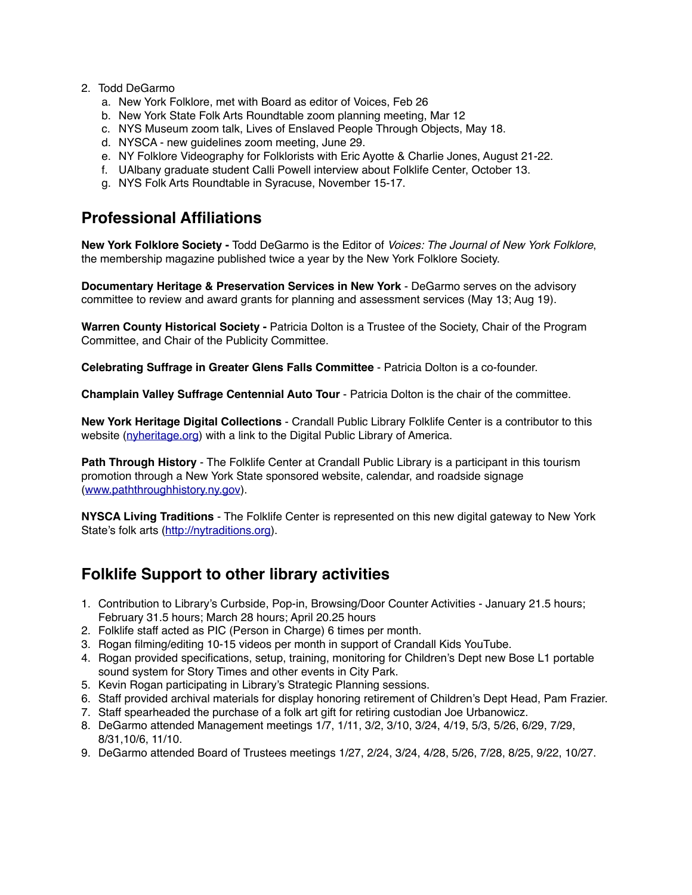2. Todd DeGarmo
   a. New York Folklore, met with Board as editor of Voices, Feb 26
   b. New York State Folk Arts Roundtable zoom planning meeting, Mar 12
   c. NYS Museum zoom talk, Lives of Enslaved People Through Objects, May 18.
   d. NYSCA - new guidelines zoom meeting, June 29.
   e. NY Folklore Videography for Folklorists with Eric Ayotte & Charlie Jones, August 21-22.
   f. UAlbany graduate student Calli Powell interview about Folklife Center, October 13.
   g. NYS Folk Arts Roundtable in Syracuse, November 15-17.

## Professional Affiliations

**New York Folklore Society -** Todd DeGarmo is the Editor of *Voices: The Journal of New York Folklore*, the membership magazine published twice a year by the New York Folklore Society.

**Documentary Heritage & Preservation Services in New York** - DeGarmo serves on the advisory committee to review and award grants for planning and assessment services (May 13; Aug 19).

**Warren County Historical Society -** Patricia Dolton is a Trustee of the Society, Chair of the Program Committee, and Chair of the Publicity Committee.

**Celebrating Suffrage in Greater Glens Falls Committee** - Patricia Dolton is a co-founder.

**Champlain Valley Suffrage Centennial Auto Tour** - Patricia Dolton is the chair of the committee.

**New York Heritage Digital Collections** - Crandall Public Library Folklife Center is a contributor to this website (nyheritage.org) with a link to the Digital Public Library of America.

**Path Through History** - The Folklife Center at Crandall Public Library is a participant in this tourism promotion through a New York State sponsored website, calendar, and roadside signage (www.paththroughhistory.ny.gov).

**NYSCA Living Traditions** - The Folklife Center is represented on this new digital gateway to New York State's folk arts (http://nytraditions.org).

## Folklife Support to other library activities

1. Contribution to Library's Curbside, Pop-in, Browsing/Door Counter Activities - January 21.5 hours; February 31.5 hours; March 28 hours; April 20.25 hours
2. Folklife staff acted as PIC (Person in Charge) 6 times per month.
3. Rogan filming/editing 10-15 videos per month in support of Crandall Kids YouTube.
4. Rogan provided specifications, setup, training, monitoring for Children's Dept new Bose L1 portable sound system for Story Times and other events in City Park.
5. Kevin Rogan participating in Library's Strategic Planning sessions.
6. Staff provided archival materials for display honoring retirement of Children's Dept Head, Pam Frazier.
7. Staff spearheaded the purchase of a folk art gift for retiring custodian Joe Urbanowicz.
8. DeGarmo attended Management meetings 1/7, 1/11, 3/2, 3/10, 3/24, 4/19, 5/3, 5/26, 6/29, 7/29, 8/31,10/6, 11/10.
9. DeGarmo attended Board of Trustees meetings 1/27, 2/24, 3/24, 4/28, 5/26, 7/28, 8/25, 9/22, 10/27.